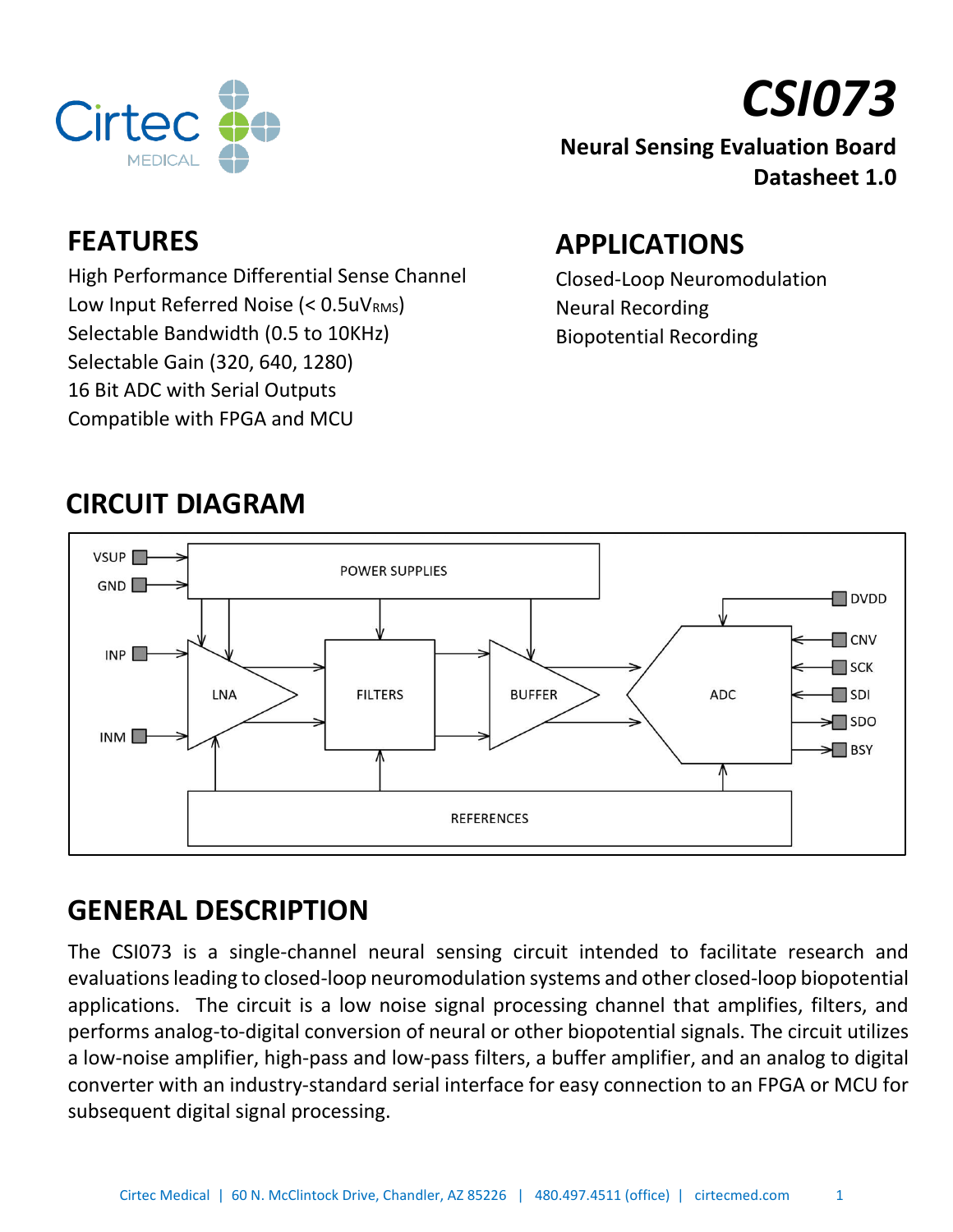# CSI073

**Neural Sensing Evaluation Board**
**Datasheet 1.0**

## FEATURES

High Performance Differential Sense Channel
Low Input Referred Noise (< 0.5uV$_{RMS}$)
Selectable Bandwidth (0.5 to 10KHz)
Selectable Gain (320, 640, 1280)
16 Bit ADC with Serial Outputs
Compatible with FPGA and MCU

## APPLICATIONS

Closed-Loop Neuromodulation
Neural Recording
Biopotential Recording

## CIRCUIT DIAGRAM

VSUP, GND, INP, INM, POWER SUPPLIES, LNA, FILTERS, BUFFER, ADC, REFERENCES, DVDD, CNV, SCK, SDI, SDO, BSY

## GENERAL DESCRIPTION

The CSI073 is a single-channel neural sensing circuit intended to facilitate research and evaluations leading to closed-loop neuromodulation systems and other closed-loop biopotential applications. The circuit is a low noise signal processing channel that amplifies, filters, and performs analog-to-digital conversion of neural or other biopotential signals. The circuit utilizes a low-noise amplifier, high-pass and low-pass filters, a buffer amplifier, and an analog to digital converter with an industry-standard serial interface for easy connection to an FPGA or MCU for subsequent digital signal processing.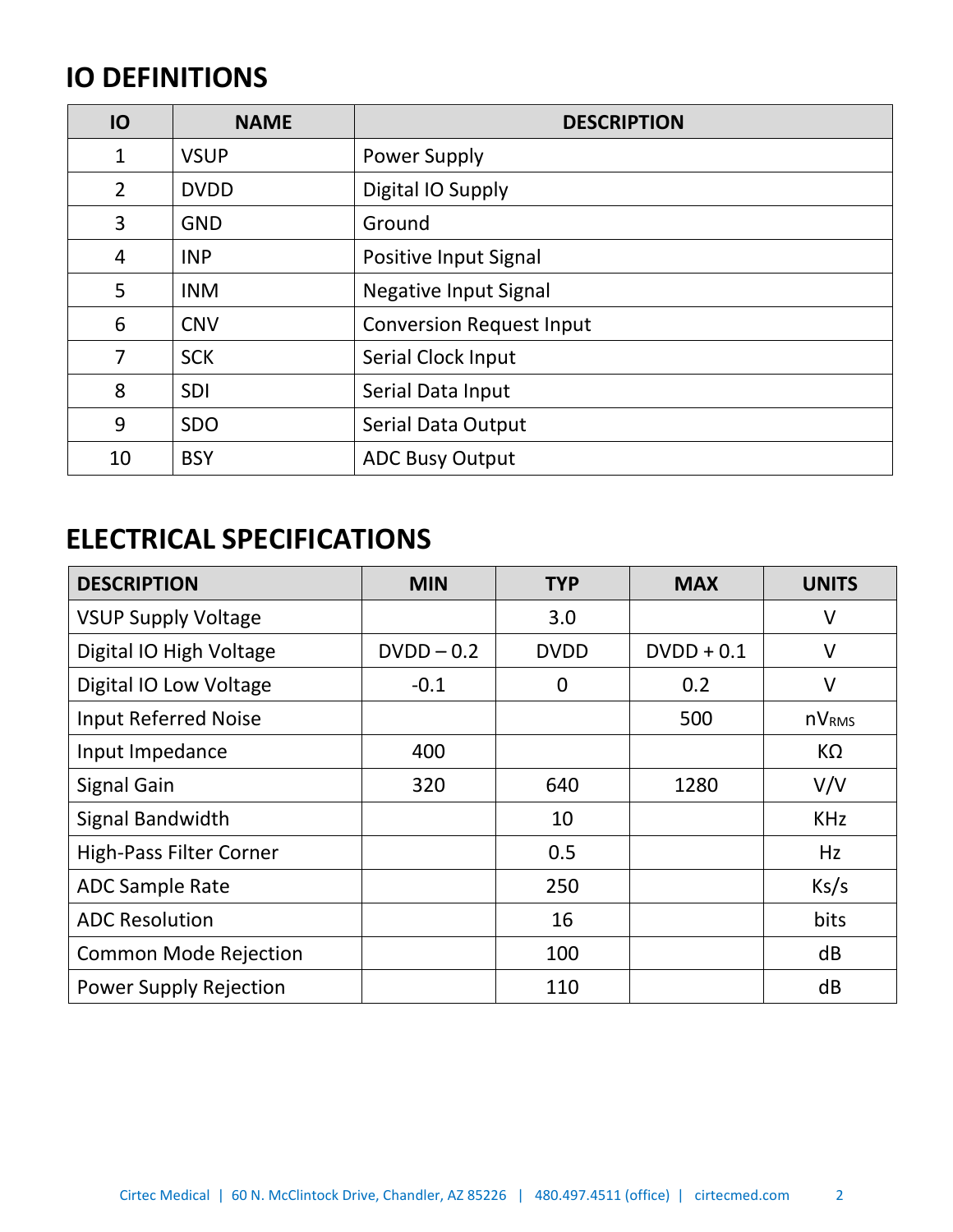## IO DEFINITIONS

| IO | NAME | DESCRIPTION |
|---|---|---|
| 1 | VSUP | Power Supply |
| 2 | DVDD | Digital IO Supply |
| 3 | GND | Ground |
| 4 | INP | Positive Input Signal |
| 5 | INM | Negative Input Signal |
| 6 | CNV | Conversion Request Input |
| 7 | SCK | Serial Clock Input |
| 8 | SDI | Serial Data Input |
| 9 | SDO | Serial Data Output |
| 10 | BSY | ADC Busy Output |

## ELECTRICAL SPECIFICATIONS

| DESCRIPTION | MIN | TYP | MAX | UNITS |
|---|---|---|---|---|
| VSUP Supply Voltage | | 3.0 | | V |
| Digital IO High Voltage | DVDD – 0.2 | DVDD | DVDD + 0.1 | V |
| Digital IO Low Voltage | -0.1 | 0 | 0.2 | V |
| Input Referred Noise | | | 500 | $nV_{RMS}$ |
| Input Impedance | 400 | | | KΩ |
| Signal Gain | 320 | 640 | 1280 | V/V |
| Signal Bandwidth | | 10 | | KHz |
| High-Pass Filter Corner | | 0.5 | | Hz |
| ADC Sample Rate | | 250 | | Ks/s |
| ADC Resolution | | 16 | | bits |
| Common Mode Rejection | | 100 | | dB |
| Power Supply Rejection | | 110 | | dB |

Cirtec Medical | 60 N. McClintock Drive, Chandler, AZ 85226 | 480.497.4511 (office) | cirtecmed.com